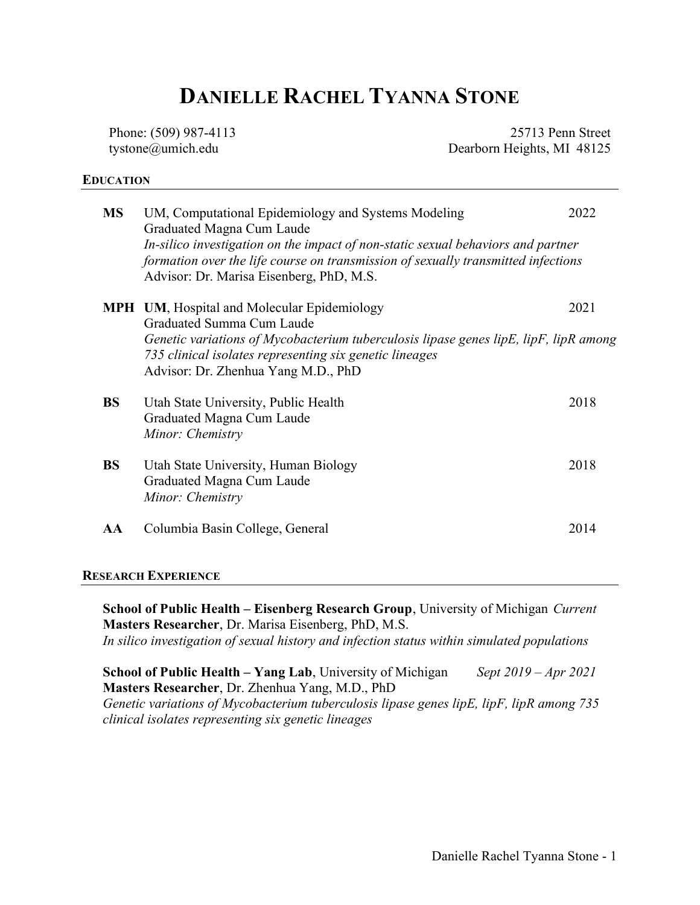# DANIELLE RACHEL TYANNA STONE

Phone: (509) 987-4113
tystone@umich.edu

25713 Penn Street
Dearborn Heights, MI 48125

## EDUCATION

**MS** UM, Computational Epidemiology and Systems Modeling — 2022
Graduated Magna Cum Laude
*In-silico investigation on the impact of non-static sexual behaviors and partner formation over the life course on transmission of sexually transmitted infections*
Advisor: Dr. Marisa Eisenberg, PhD, M.S.

**MPH** **UM**, Hospital and Molecular Epidemiology — 2021
Graduated Summa Cum Laude
*Genetic variations of Mycobacterium tuberculosis lipase genes lipE, lipF, lipR among 735 clinical isolates representing six genetic lineages*
Advisor: Dr. Zhenhua Yang M.D., PhD

**BS** Utah State University, Public Health — 2018
Graduated Magna Cum Laude
*Minor: Chemistry*

**BS** Utah State University, Human Biology — 2018
Graduated Magna Cum Laude
*Minor: Chemistry*

**AA** Columbia Basin College, General — 2014

## RESEARCH EXPERIENCE

**School of Public Health – Eisenberg Research Group**, University of Michigan *Current*
**Masters Researcher**, Dr. Marisa Eisenberg, PhD, M.S.
*In silico investigation of sexual history and infection status within simulated populations*

**School of Public Health – Yang Lab**, University of Michigan *Sept 2019 – Apr 2021*
**Masters Researcher**, Dr. Zhenhua Yang, M.D., PhD
*Genetic variations of Mycobacterium tuberculosis lipase genes lipE, lipF, lipR among 735 clinical isolates representing six genetic lineages*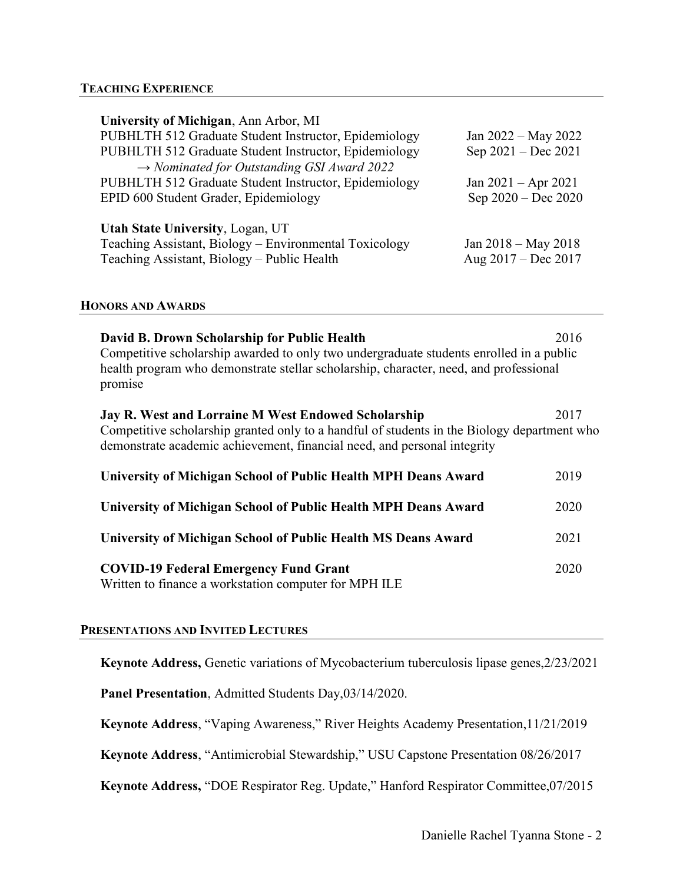## TEACHING EXPERIENCE

**University of Michigan**, Ann Arbor, MI

PUBHLTH 512 Graduate Student Instructor, Epidemiology — Jan 2022 – May 2022

PUBHLTH 512 Graduate Student Instructor, Epidemiology — Sep 2021 – Dec 2021
→ *Nominated for Outstanding GSI Award 2022*

PUBHLTH 512 Graduate Student Instructor, Epidemiology — Jan 2021 – Apr 2021

EPID 600 Student Grader, Epidemiology — Sep 2020 – Dec 2020

**Utah State University**, Logan, UT

Teaching Assistant, Biology – Environmental Toxicology — Jan 2018 – May 2018

Teaching Assistant, Biology – Public Health — Aug 2017 – Dec 2017

## HONORS AND AWARDS

**David B. Drown Scholarship for Public Health** — 2016
Competitive scholarship awarded to only two undergraduate students enrolled in a public health program who demonstrate stellar scholarship, character, need, and professional promise

**Jay R. West and Lorraine M West Endowed Scholarship** — 2017
Competitive scholarship granted only to a handful of students in the Biology department who demonstrate academic achievement, financial need, and personal integrity

**University of Michigan School of Public Health MPH Deans Award** — 2019

**University of Michigan School of Public Health MPH Deans Award** — 2020

**University of Michigan School of Public Health MS Deans Award** — 2021

**COVID-19 Federal Emergency Fund Grant** — 2020
Written to finance a workstation computer for MPH ILE

## PRESENTATIONS AND INVITED LECTURES

**Keynote Address,** Genetic variations of Mycobacterium tuberculosis lipase genes,2/23/2021

**Panel Presentation**, Admitted Students Day,03/14/2020.

**Keynote Address**, "Vaping Awareness," River Heights Academy Presentation,11/21/2019

**Keynote Address**, "Antimicrobial Stewardship," USU Capstone Presentation 08/26/2017

**Keynote Address,** "DOE Respirator Reg. Update," Hanford Respirator Committee,07/2015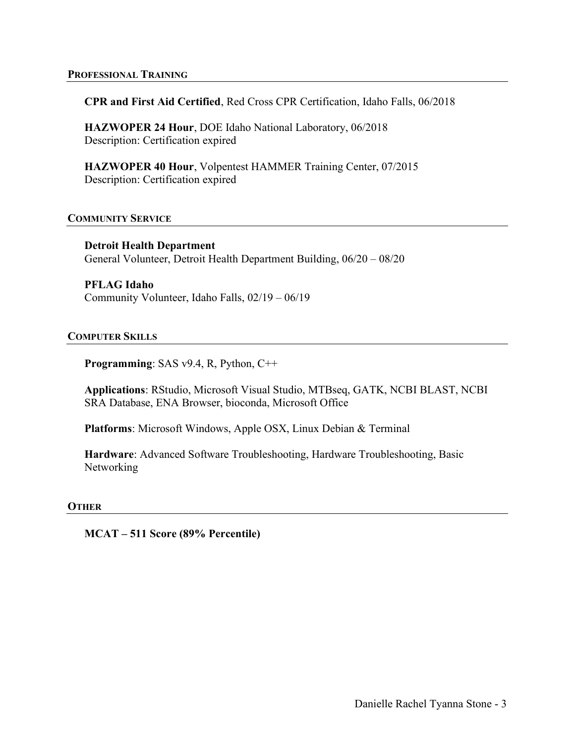## PROFESSIONAL TRAINING

**CPR and First Aid Certified**, Red Cross CPR Certification, Idaho Falls, 06/2018

**HAZWOPER 24 Hour**, DOE Idaho National Laboratory, 06/2018
Description: Certification expired

**HAZWOPER 40 Hour**, Volpentest HAMMER Training Center, 07/2015
Description: Certification expired

## COMMUNITY SERVICE

**Detroit Health Department**
General Volunteer, Detroit Health Department Building, 06/20 – 08/20

**PFLAG Idaho**
Community Volunteer, Idaho Falls, 02/19 – 06/19

## COMPUTER SKILLS

**Programming**: SAS v9.4, R, Python, C++

**Applications**: RStudio, Microsoft Visual Studio, MTBseq, GATK, NCBI BLAST, NCBI SRA Database, ENA Browser, bioconda, Microsoft Office

**Platforms**: Microsoft Windows, Apple OSX, Linux Debian & Terminal

**Hardware**: Advanced Software Troubleshooting, Hardware Troubleshooting, Basic Networking

## OTHER

**MCAT – 511 Score (89% Percentile)**